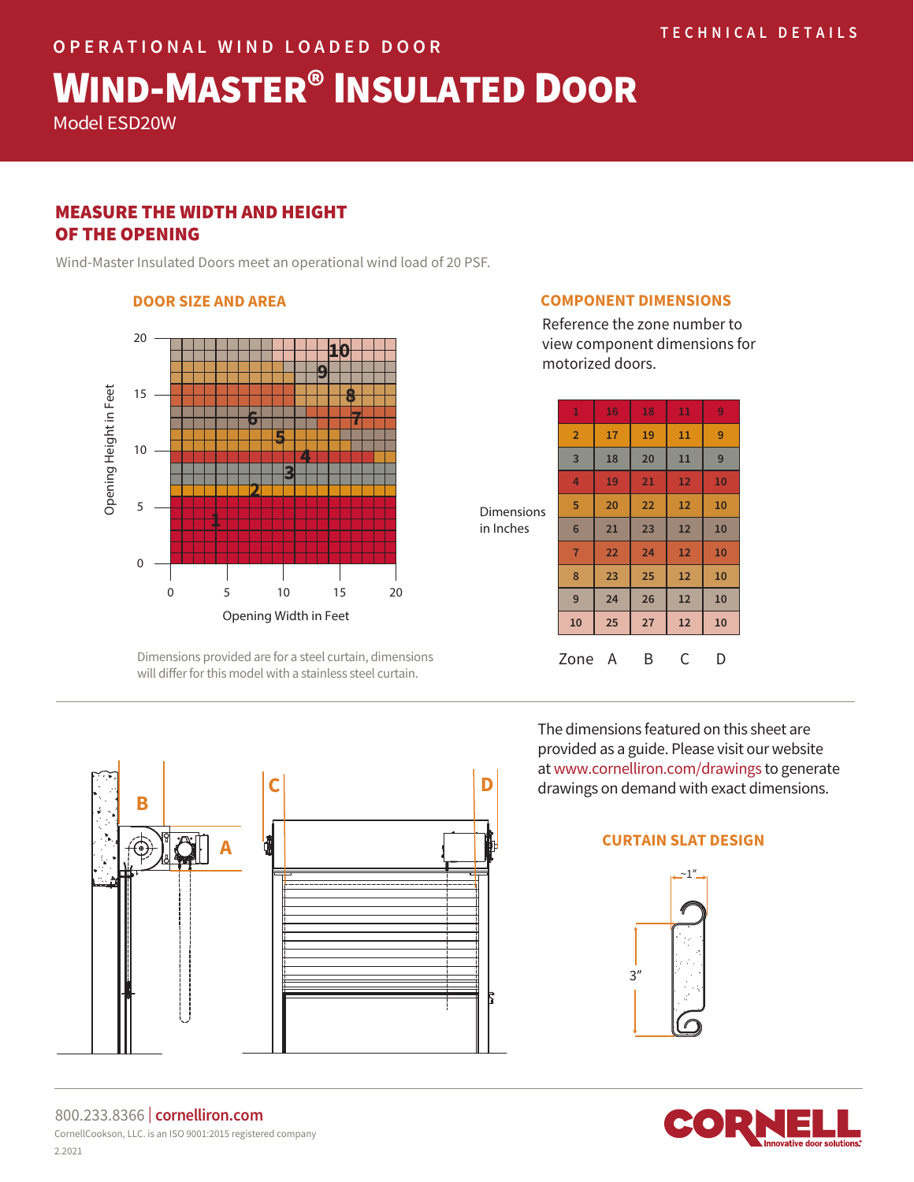TECHNICAL DETAILS

OPERATIONAL WIND LOADED DOOR

# WIND-MASTER® INSULATED DOOR

Model ESD20W

## MEASURE THE WIDTH AND HEIGHT OF THE OPENING

Wind-Master Insulated Doors meet an operational wind load of 20 PSF.

### DOOR SIZE AND AREA

Dimensions provided are for a steel curtain, dimensions will differ for this model with a stainless steel curtain.

### COMPONENT DIMENSIONS

Reference the zone number to view component dimensions for motorized doors.

Dimensions in Inches

| Zone | A | B | C | D |
|---|---|---|---|---|
| 1 | 16 | 18 | 11 | 9 |
| 2 | 17 | 19 | 11 | 9 |
| 3 | 18 | 20 | 11 | 9 |
| 4 | 19 | 21 | 12 | 10 |
| 5 | 20 | 22 | 12 | 10 |
| 6 | 21 | 23 | 12 | 10 |
| 7 | 22 | 24 | 12 | 10 |
| 8 | 23 | 25 | 12 | 10 |
| 9 | 24 | 26 | 12 | 10 |
| 10 | 25 | 27 | 12 | 10 |

The dimensions featured on this sheet are provided as a guide. Please visit our website at www.cornelliron.com/drawings to generate drawings on demand with exact dimensions.

### CURTAIN SLAT DESIGN

800.233.8366 | cornelliron.com

CornellCookson, LLC. is an ISO 9001:2015 registered company

2.2021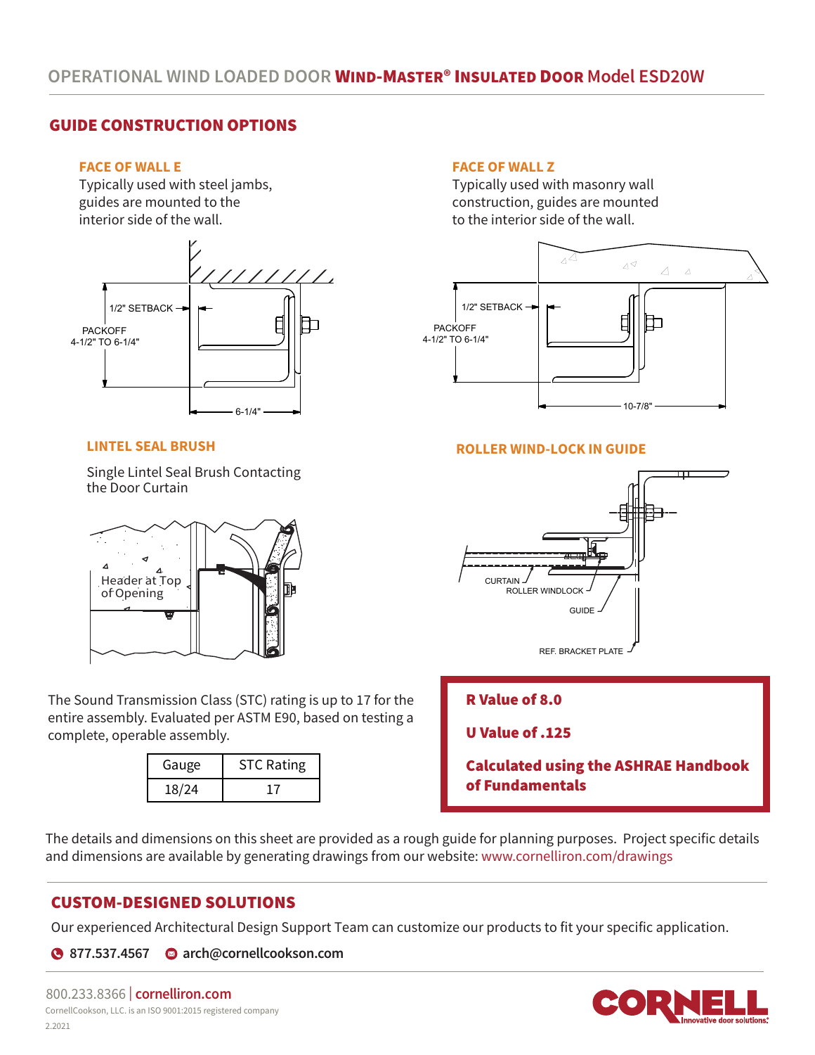# OPERATIONAL WIND LOADED DOOR **WIND-MASTER® INSULATED DOOR** Model ESD20W

## GUIDE CONSTRUCTION OPTIONS

### FACE OF WALL E

Typically used with steel jambs, guides are mounted to the interior side of the wall.

1/2" SETBACK

PACKOFF
4-1/2" TO 6-1/4"

6-1/4"

### FACE OF WALL Z

Typically used with masonry wall construction, guides are mounted to the interior side of the wall.

1/2" SETBACK

PACKOFF
4-1/2" TO 6-1/4"

10-7/8"

### LINTEL SEAL BRUSH

Single Lintel Seal Brush Contacting the Door Curtain

Header at Top of Opening

### ROLLER WIND-LOCK IN GUIDE

CURTAIN

ROLLER WINDLOCK

GUIDE

REF. BRACKET PLATE

The Sound Transmission Class (STC) rating is up to 17 for the entire assembly. Evaluated per ASTM E90, based on testing a complete, operable assembly.

| Gauge | STC Rating |
| --- | --- |
| 18/24 | 17 |

**R Value of 8.0**

**U Value of .125**

**Calculated using the ASHRAE Handbook of Fundamentals**

The details and dimensions on this sheet are provided as a rough guide for planning purposes. Project specific details and dimensions are available by generating drawings from our website: www.cornelliron.com/drawings

## CUSTOM-DESIGNED SOLUTIONS

Our experienced Architectural Design Support Team can customize our products to fit your specific application.

**877.537.4567** **arch@cornellcookson.com**

800.233.8366 | cornelliron.com

CornellCookson, LLC. is an ISO 9001:2015 registered company

2.2021

CORNELL Innovative door solutions.